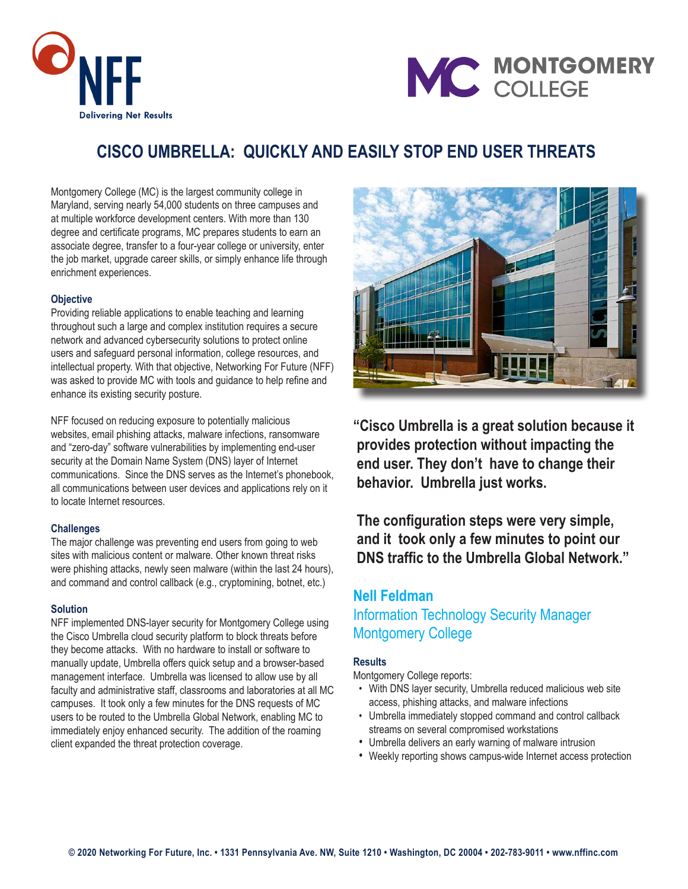NFF

Delivering Net Results

MONTGOMERY COLLEGE

# CISCO UMBRELLA: QUICKLY AND EASILY STOP END USER THREATS

Montgomery College (MC) is the largest community college in Maryland, serving nearly 54,000 students on three campuses and at multiple workforce development centers. With more than 130 degree and certificate programs, MC prepares students to earn an associate degree, transfer to a four-year college or university, enter the job market, upgrade career skills, or simply enhance life through enrichment experiences.

### Objective

Providing reliable applications to enable teaching and learning throughout such a large and complex institution requires a secure network and advanced cybersecurity solutions to protect online users and safeguard personal information, college resources, and intellectual property. With that objective, Networking For Future (NFF) was asked to provide MC with tools and guidance to help refine and enhance its existing security posture.

NFF focused on reducing exposure to potentially malicious websites, email phishing attacks, malware infections, ransomware and "zero-day" software vulnerabilities by implementing end-user security at the Domain Name System (DNS) layer of Internet communications. Since the DNS serves as the Internet's phonebook, all communications between user devices and applications rely on it to locate Internet resources.

### Challenges

The major challenge was preventing end users from going to web sites with malicious content or malware. Other known threat risks were phishing attacks, newly seen malware (within the last 24 hours), and command and control callback (e.g., cryptomining, botnet, etc.)

### Solution

NFF implemented DNS-layer security for Montgomery College using the Cisco Umbrella cloud security platform to block threats before they become attacks. With no hardware to install or software to manually update, Umbrella offers quick setup and a browser-based management interface. Umbrella was licensed to allow use by all faculty and administrative staff, classrooms and laboratories at all MC campuses. It took only a few minutes for the DNS requests of MC users to be routed to the Umbrella Global Network, enabling MC to immediately enjoy enhanced security. The addition of the roaming client expanded the threat protection coverage.

**"Cisco Umbrella is a great solution because it provides protection without impacting the end user. They don't have to change their behavior. Umbrella just works.**

**The configuration steps were very simple, and it took only a few minutes to point our DNS traffic to the Umbrella Global Network."**

**Nell Feldman**
Information Technology Security Manager
Montgomery College

### Results

Montgomery College reports:

- With DNS layer security, Umbrella reduced malicious web site access, phishing attacks, and malware infections
- Umbrella immediately stopped command and control callback streams on several compromised workstations
- Umbrella delivers an early warning of malware intrusion
- Weekly reporting shows campus-wide Internet access protection

© 2020 Networking For Future, Inc. • 1331 Pennsylvania Ave. NW, Suite 1210 • Washington, DC 20004 • 202-783-9011 • www.nffinc.com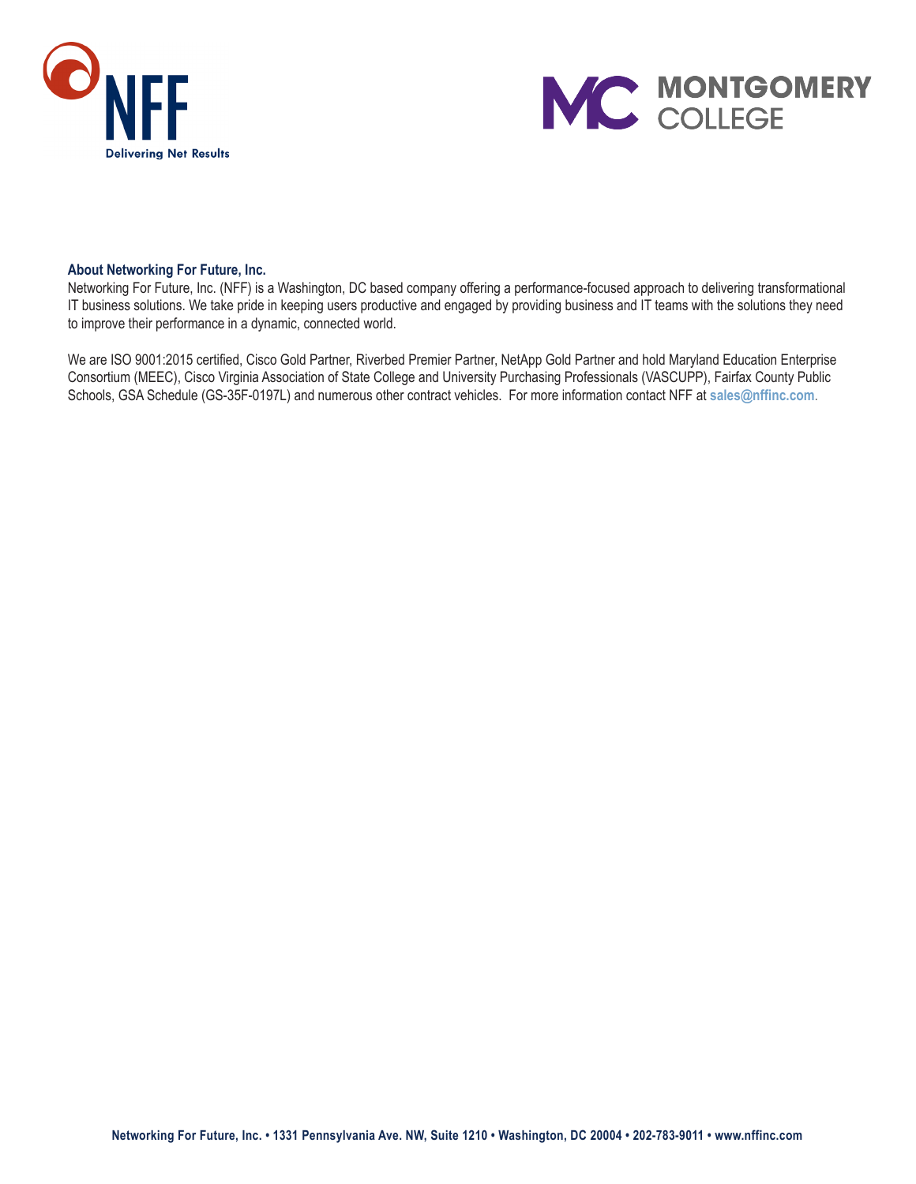NFF

Delivering Net Results

MC MONTGOMERY COLLEGE

**About Networking For Future, Inc.**

Networking For Future, Inc. (NFF) is a Washington, DC based company offering a performance-focused approach to delivering transformational IT business solutions. We take pride in keeping users productive and engaged by providing business and IT teams with the solutions they need to improve their performance in a dynamic, connected world.

We are ISO 9001:2015 certified, Cisco Gold Partner, Riverbed Premier Partner, NetApp Gold Partner and hold Maryland Education Enterprise Consortium (MEEC), Cisco Virginia Association of State College and University Purchasing Professionals (VASCUPP), Fairfax County Public Schools, GSA Schedule (GS-35F-0197L) and numerous other contract vehicles. For more information contact NFF at **sales@nffinc.com**.

**Networking For Future, Inc. • 1331 Pennsylvania Ave. NW, Suite 1210 • Washington, DC 20004 • 202-783-9011 • www.nffinc.com**